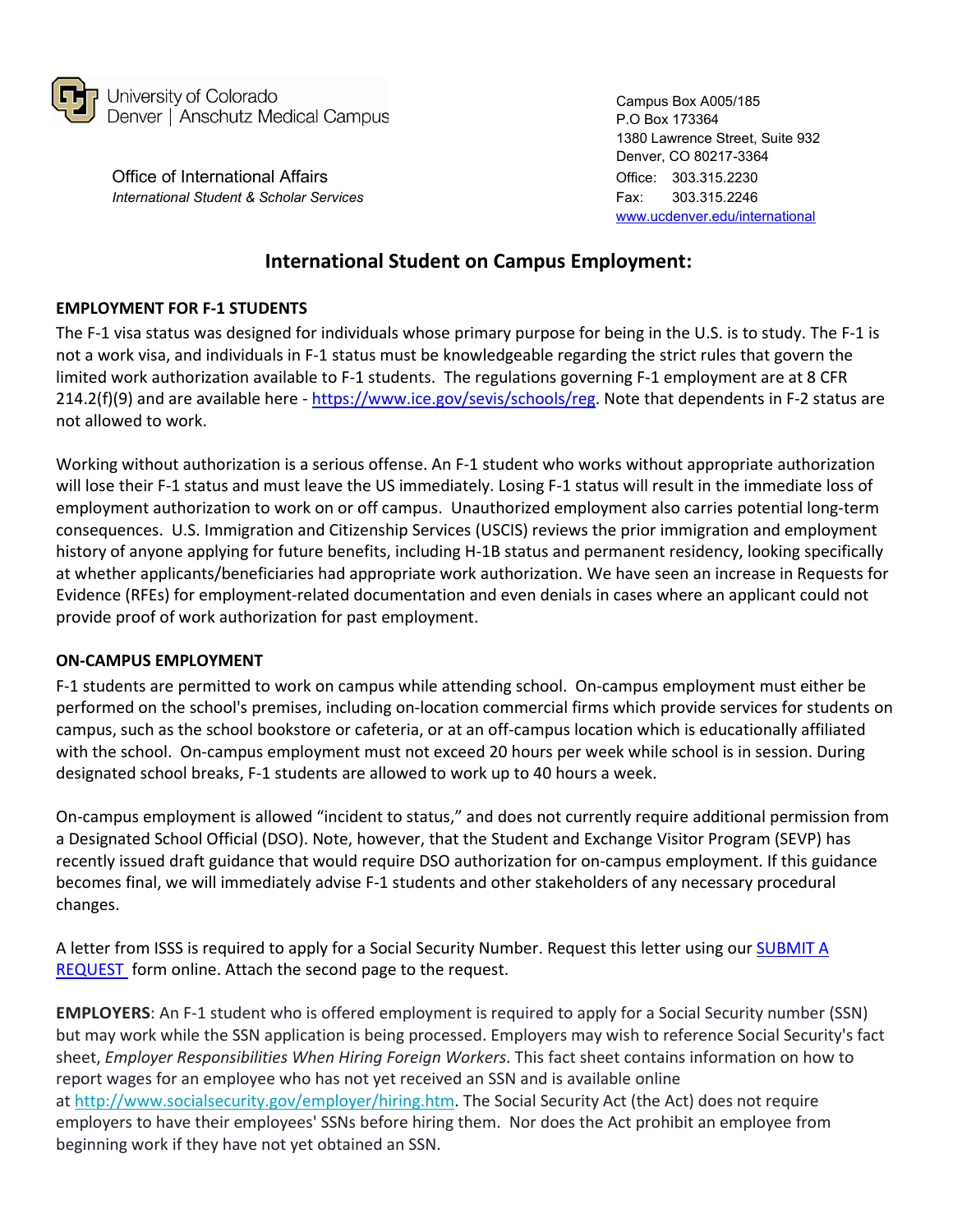University of Colorado
Denver | Anschutz Medical Campus

Office of International Affairs
*International Student & Scholar Services*

Campus Box A005/185
P.O Box 173364
1380 Lawrence Street, Suite 932
Denver, CO 80217-3364
Office: 303.315.2230
Fax: 303.315.2246
[www.ucdenver.edu/international](www.ucdenver.edu/international)

# International Student on Campus Employment:

## EMPLOYMENT FOR F-1 STUDENTS

The F-1 visa status was designed for individuals whose primary purpose for being in the U.S. is to study. The F-1 is not a work visa, and individuals in F-1 status must be knowledgeable regarding the strict rules that govern the limited work authorization available to F-1 students. The regulations governing F-1 employment are at 8 CFR 214.2(f)(9) and are available here - [https://www.ice.gov/sevis/schools/reg](https://www.ice.gov/sevis/schools/reg). Note that dependents in F-2 status are not allowed to work.

Working without authorization is a serious offense. An F-1 student who works without appropriate authorization will lose their F-1 status and must leave the US immediately. Losing F-1 status will result in the immediate loss of employment authorization to work on or off campus. Unauthorized employment also carries potential long-term consequences. U.S. Immigration and Citizenship Services (USCIS) reviews the prior immigration and employment history of anyone applying for future benefits, including H-1B status and permanent residency, looking specifically at whether applicants/beneficiaries had appropriate work authorization. We have seen an increase in Requests for Evidence (RFEs) for employment-related documentation and even denials in cases where an applicant could not provide proof of work authorization for past employment.

## ON-CAMPUS EMPLOYMENT

F-1 students are permitted to work on campus while attending school. On-campus employment must either be performed on the school's premises, including on-location commercial firms which provide services for students on campus, such as the school bookstore or cafeteria, or at an off-campus location which is educationally affiliated with the school. On-campus employment must not exceed 20 hours per week while school is in session. During designated school breaks, F-1 students are allowed to work up to 40 hours a week.

On-campus employment is allowed "incident to status," and does not currently require additional permission from a Designated School Official (DSO). Note, however, that the Student and Exchange Visitor Program (SEVP) has recently issued draft guidance that would require DSO authorization for on-campus employment. If this guidance becomes final, we will immediately advise F-1 students and other stakeholders of any necessary procedural changes.

A letter from ISSS is required to apply for a Social Security Number. Request this letter using our SUBMIT A REQUEST form online. Attach the second page to the request.

**EMPLOYERS**: An F-1 student who is offered employment is required to apply for a Social Security number (SSN) but may work while the SSN application is being processed. Employers may wish to reference Social Security's fact sheet, *Employer Responsibilities When Hiring Foreign Workers*. This fact sheet contains information on how to report wages for an employee who has not yet received an SSN and is available online at [http://www.socialsecurity.gov/employer/hiring.htm](http://www.socialsecurity.gov/employer/hiring.htm). The Social Security Act (the Act) does not require employers to have their employees' SSNs before hiring them. Nor does the Act prohibit an employee from beginning work if they have not yet obtained an SSN.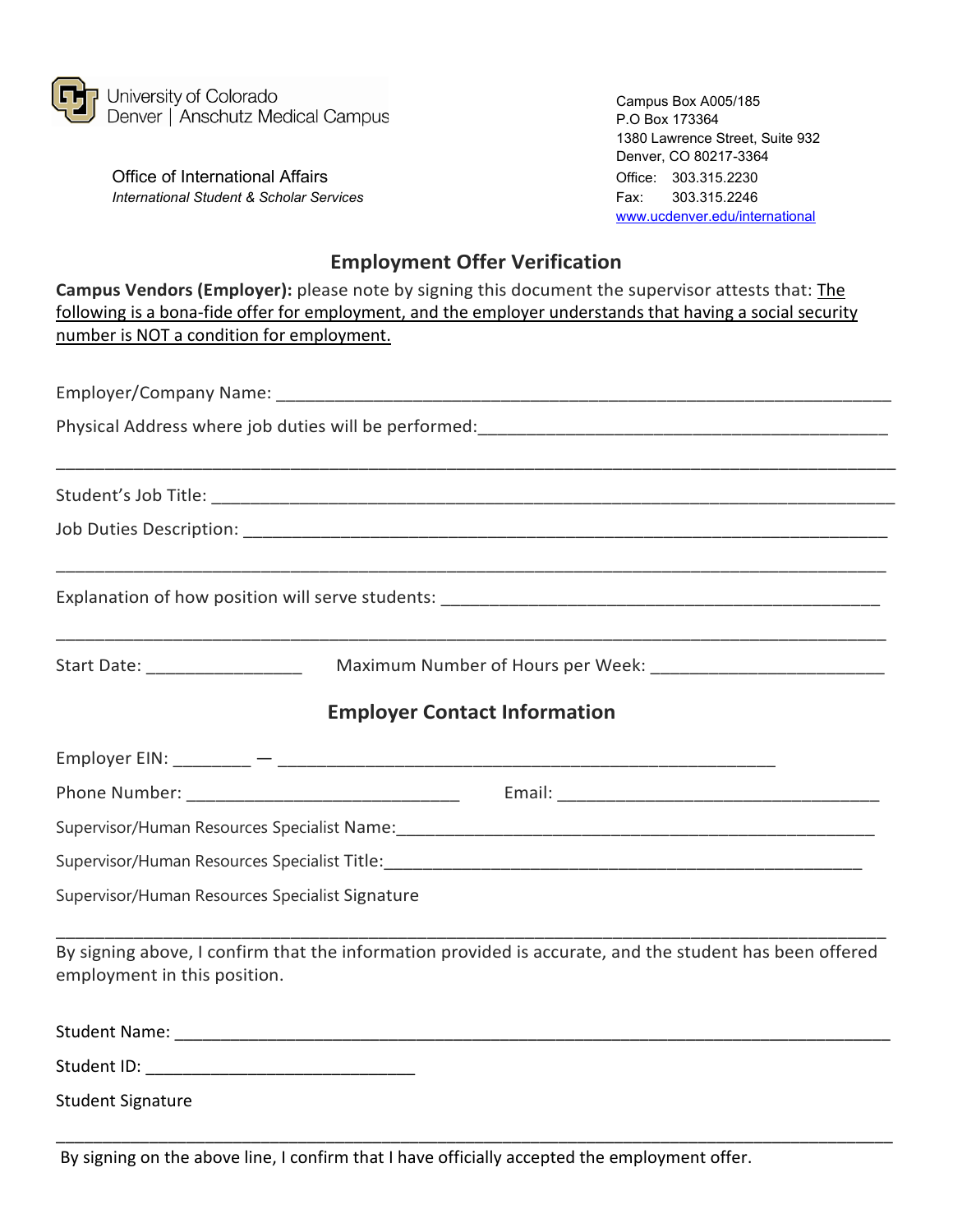University of Colorado
Denver | Anschutz Medical Campus

Office of International Affairs
*International Student & Scholar Services*

Campus Box A005/185
P.O Box 173364
1380 Lawrence Street, Suite 932
Denver, CO 80217-3364
Office: 303.315.2230
Fax: 303.315.2246
www.ucdenver.edu/international

## Employment Offer Verification

**Campus Vendors (Employer):** please note by signing this document the supervisor attests that: The following is a bona-fide offer for employment, and the employer understands that having a social security number is NOT a condition for employment.

Employer/Company Name: ______________________________________________

Physical Address where job duties will be performed: ______________________________________________

______________________________________________

Student's Job Title: ______________________________________________

Job Duties Description: ______________________________________________

______________________________________________

Explanation of how position will serve students: ______________________________________________

______________________________________________

Start Date: ________________ Maximum Number of Hours per Week: ________________________

## Employer Contact Information

Employer EIN: ________ — ______________________________________________

Phone Number: ____________________________ Email: ________________________________

Supervisor/Human Resources Specialist Name: ______________________________________________

Supervisor/Human Resources Specialist Title: ______________________________________________

Supervisor/Human Resources Specialist Signature

______________________________________________

By signing above, I confirm that the information provided is accurate, and the student has been offered employment in this position.

Student Name: ______________________________________________

Student ID: ____________________________

Student Signature

______________________________________________

By signing on the above line, I confirm that I have officially accepted the employment offer.